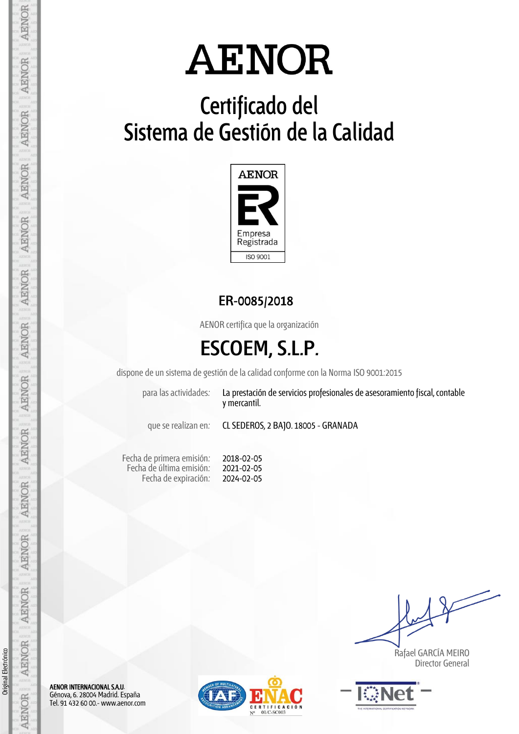# AENOR

## Certificado del Sistema de Gestión de la Calidad

AENOR

Empresa Registrada

ISO 9001

**ER-0085/2018**

AENOR certifica que la organización

# ESCOEM, S.L.P.

dispone de un sistema de gestión de la calidad conforme con la Norma ISO 9001:2015

para las actividades: La prestación de servicios profesionales de asesoramiento fiscal, contable y mercantil.

que se realizan en: CL SEDEROS, 2 BAJO. 18005 - GRANADA

Fecha de primera emisión: 2018-02-05
Fecha de última emisión: 2021-02-05
Fecha de expiración: 2024-02-05

Rafael GARCÍA MEIRO
Director General

**AENOR INTERNACIONAL S.A.U.**
Génova, 6. 28004 Madrid. España
Tel. 91 432 60 00.- www.aenor.com

ENAC CERTIFICACIÓN Nº 01/C-SC003

Original Electrónico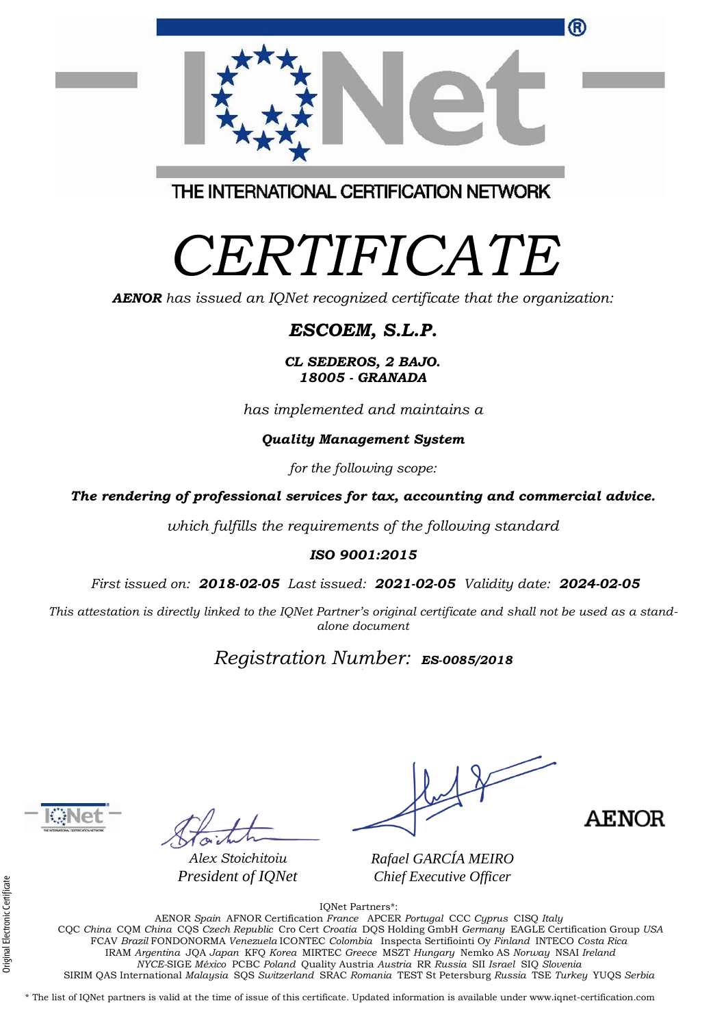THE INTERNATIONAL CERTIFICATION NETWORK

# CERTIFICATE

***AENOR*** *has issued an IQNet recognized certificate that the organization:*

## *ESCOEM, S.L.P.*

***CL SEDEROS, 2 BAJO.***
***18005 - GRANADA***

*has implemented and maintains a*

***Quality Management System***

*for the following scope:*

***The rendering of professional services for tax, accounting and commercial advice.***

*which fulfills the requirements of the following standard*

***ISO 9001:2015***

*First issued on:* ***2018-02-05*** *Last issued:* ***2021-02-05*** *Validity date:* ***2024-02-05***

*This attestation is directly linked to the IQNet Partner's original certificate and shall not be used as a stand-alone document*

*Registration Number:* ***ES-0085/2018***

*Alex Stoichitoiu*
*President of IQNet*

*Rafael GARCÍA MEIRO*
*Chief Executive Officer*

AENOR

Original Electronic Certificate

IQNet Partners*:
AENOR *Spain* AFNOR Certification *France* APCER *Portugal* CCC *Cyprus* CISQ *Italy*
CQC *China* CQM *China* CQS *Czech Republic* Cro Cert *Croatia* DQS Holding GmbH *Germany* EAGLE Certification Group *USA*
FCAV *Brazil* FONDONORMA *Venezuela* ICONTEC *Colombia* Inspecta Sertifioínti Oy *Finland* INTECO *Costa Rica*
IRAM *Argentina* JQA *Japan* KFQ *Korea* MIRTEC *Greece* MSZT *Hungary* Nemko AS *Norway* NSAI *Ireland*
*NYCE*-SIGE *México* PCBC *Poland* Quality Austria *Austria* RR *Russia* SII *Israel* SIQ *Slovenia*
SIRIM QAS International *Malaysia* SQS *Switzerland* SRAC *Romania* TEST St Petersburg *Russia* TSE *Turkey* YUQS *Serbia*

* The list of IQNet partners is valid at the time of issue of this certificate. Updated information is available under www.iqnet-certification.com